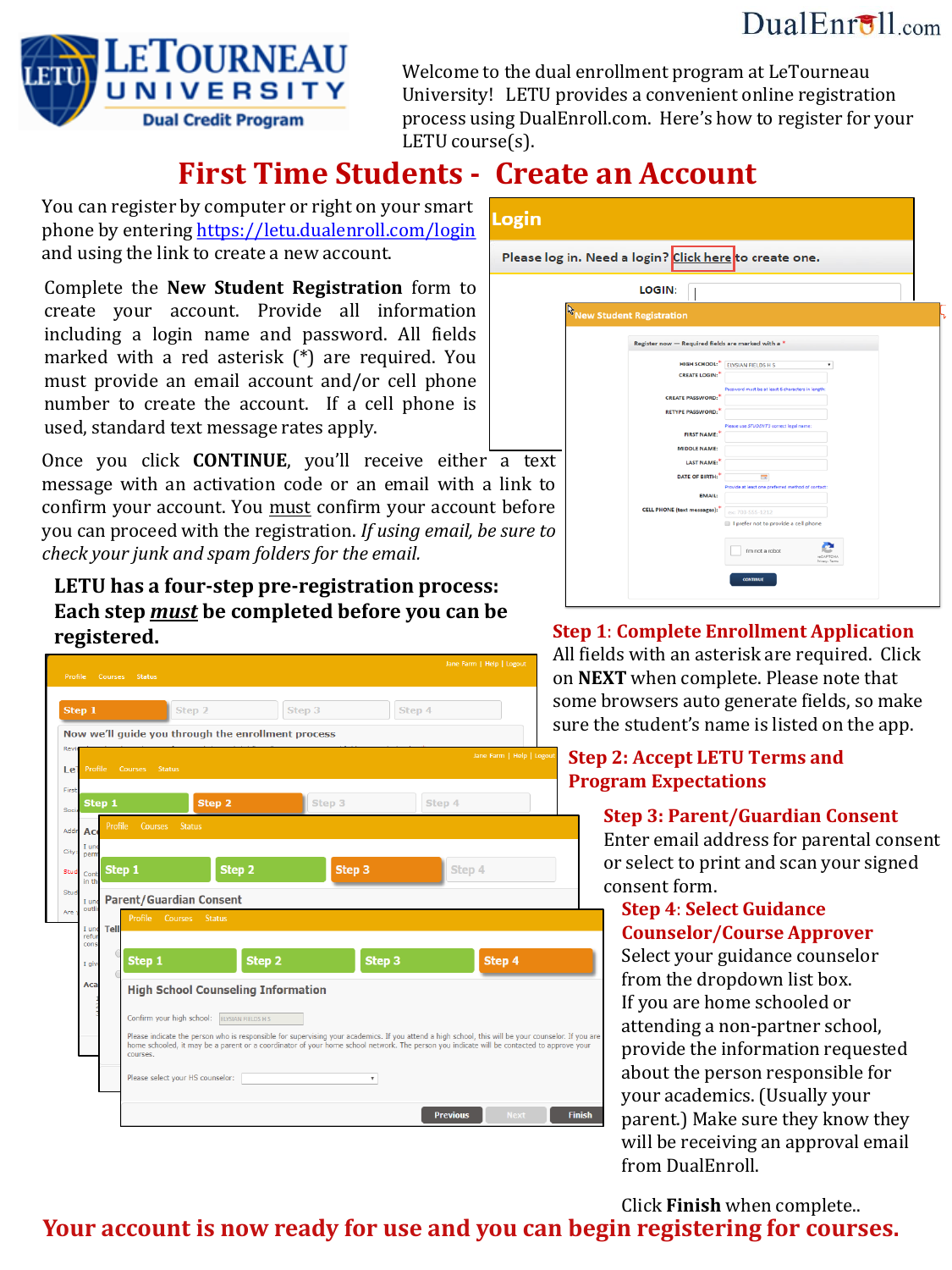LETOURNEAU UNIVERSITY
Dual Credit Program

DualEnroll.com

Welcome to the dual enrollment program at LeTourneau University! LETU provides a convenient online registration process using DualEnroll.com. Here's how to register for your LETU course(s).

# First Time Students - Create an Account

You can register by computer or right on your smart phone by entering [https://letu.dualenroll.com/login](https://letu.dualenroll.com/login) and using the link to create a new account.

Complete the **New Student Registration** form to create your account. Provide all information including a login name and password. All fields marked with a red asterisk (*) are required. You must provide an email account and/or cell phone number to create the account. If a cell phone is used, standard text message rates apply.

Once you click **CONTINUE**, you'll receive either a text message with an activation code or an email with a link to confirm your account. You must confirm your account before you can proceed with the registration. *If using email, be sure to check your junk and spam folders for the email.*

**LETU has a four-step pre-registration process: Each step *must* be completed before you can be registered.**

## Step 1: Complete Enrollment Application

All fields with an asterisk are required. Click on **NEXT** when complete. Please note that some browsers auto generate fields, so make sure the student's name is listed on the app.

## Step 2: Accept LETU Terms and Program Expectations

## Step 3: Parent/Guardian Consent

Enter email address for parental consent or select to print and scan your signed consent form.

## Step 4: Select Guidance Counselor/Course Approver

Select your guidance counselor from the dropdown list box. If you are home schooled or attending a non-partner school, provide the information requested about the person responsible for your academics. (Usually your parent.) Make sure they know they will be receiving an approval email from DualEnroll.

Click **Finish** when complete..

**Your account is now ready for use and you can begin registering for courses.**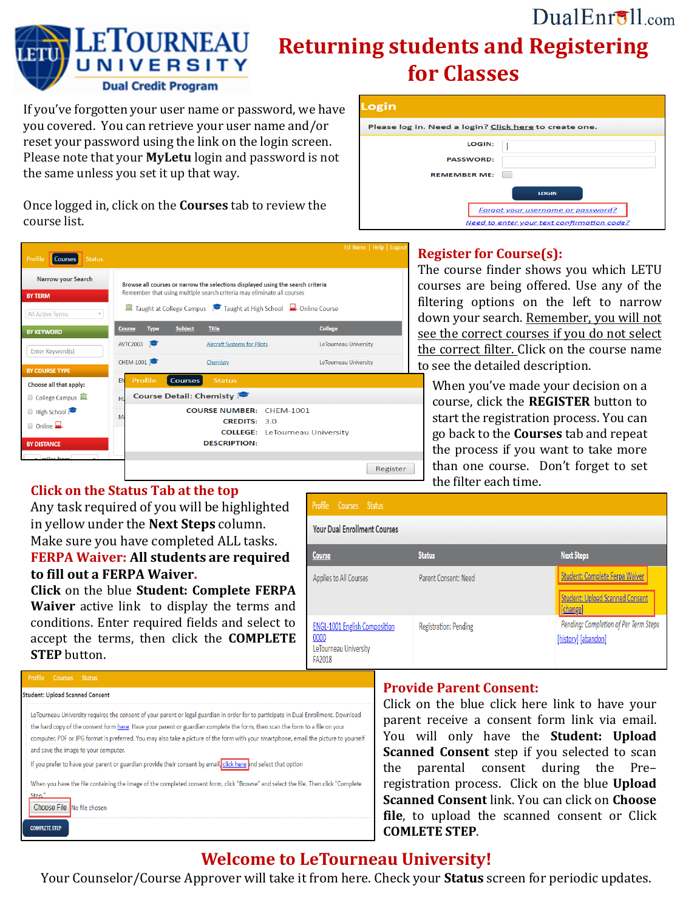DualEnroll.com

# Returning students and Registering for Classes

If you've forgotten your user name or password, we have you covered. You can retrieve your user name and/or reset your password using the link on the login screen. Please note that your **MyLetu** login and password is not the same unless you set it up that way.

Once logged in, click on the **Courses** tab to review the course list.

## Register for Course(s):

The course finder shows you which LETU courses are being offered. Use any of the filtering options on the left to narrow down your search. Remember, you will not see the correct courses if you do not select the correct filter. Click on the course name to see the detailed description.

When you've made your decision on a course, click the **REGISTER** button to start the registration process. You can go back to the **Courses** tab and repeat the process if you want to take more than one course. Don't forget to set the filter each time.

## Click on the Status Tab at the top

Any task required of you will be highlighted in yellow under the **Next Steps** column. Make sure you have completed ALL tasks.

**FERPA Waiver: All students are required to fill out a FERPA Waiver.**

**Click** on the blue **Student: Complete FERPA Waiver** active link to display the terms and conditions. Enter required fields and select to accept the terms, then click the **COMPLETE STEP** button.

## Provide Parent Consent:

Click on the blue click here link to have your parent receive a consent form link via email. You will only have the **Student: Upload Scanned Consent** step if you selected to scan the parental consent during the Pre–registration process. Click on the blue **Upload Scanned Consent** link. You can click on **Choose file**, to upload the scanned consent or Click **COMLETE STEP**.

## Welcome to LeTourneau University!

Your Counselor/Course Approver will take it from here. Check your **Status** screen for periodic updates.